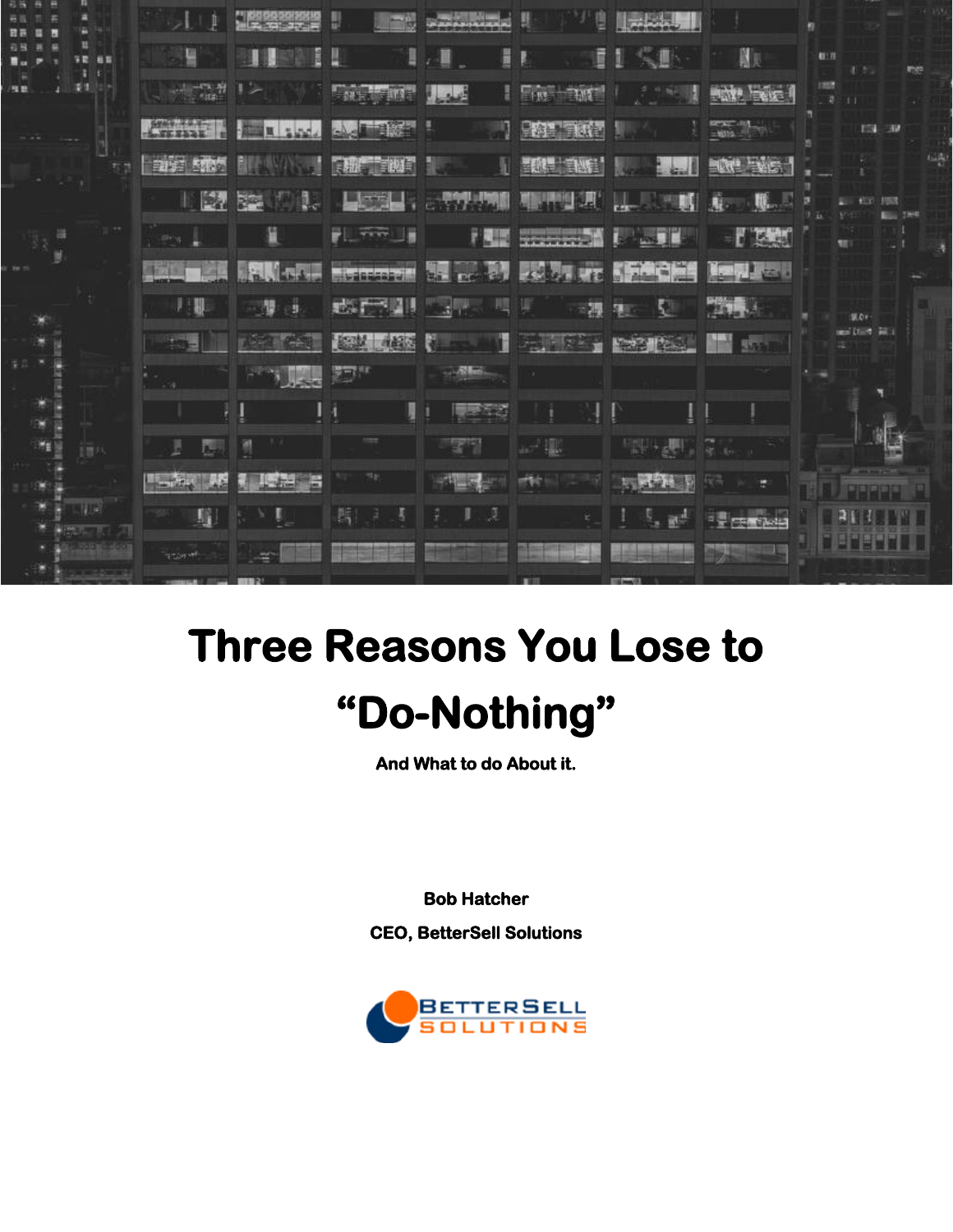# Three Reasons You Lose to "Do-Nothing"

**And What to do About it.**

**Bob Hatcher**

**CEO, BetterSell Solutions**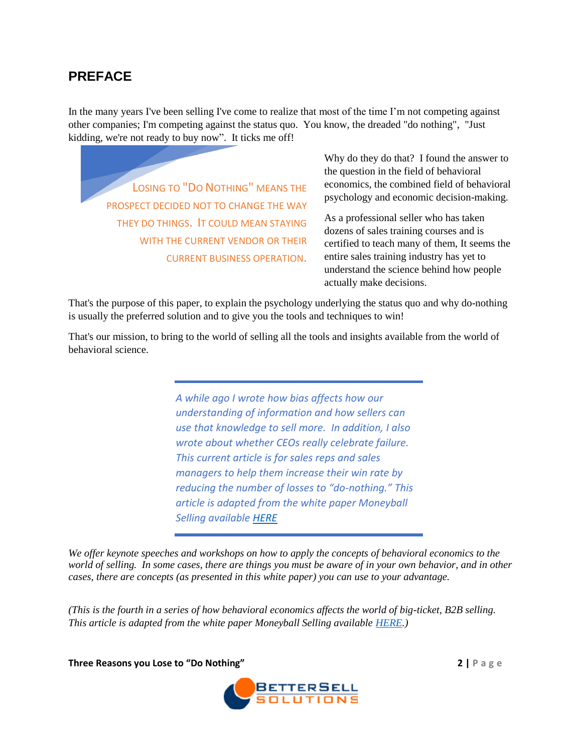## PREFACE

In the many years I've been selling I've come to realize that most of the time I'm not competing against other companies; I'm competing against the status quo. You know, the dreaded "do nothing", "Just kidding, we're not ready to buy now". It ticks me off!

> Losing to "Do Nothing" means the prospect decided not to change the way they do things. It could mean staying with the current vendor or their current business operation.

Why do they do that? I found the answer to the question in the field of behavioral economics, the combined field of behavioral psychology and economic decision-making.

As a professional seller who has taken dozens of sales training courses and is certified to teach many of them, It seems the entire sales training industry has yet to understand the science behind how people actually make decisions.

That's the purpose of this paper, to explain the psychology underlying the status quo and why do-nothing is usually the preferred solution and to give you the tools and techniques to win!

That's our mission, to bring to the world of selling all the tools and insights available from the world of behavioral science.

> *A while ago I wrote how bias affects how our understanding of information and how sellers can use that knowledge to sell more. In addition, I also wrote about whether CEOs really celebrate failure. This current article is for sales reps and sales managers to help them increase their win rate by reducing the number of losses to "do-nothing." This article is adapted from the white paper Moneyball Selling available HERE*

*We offer keynote speeches and workshops on how to apply the concepts of behavioral economics to the world of selling. In some cases, there are things you must be aware of in your own behavior, and in other cases, there are concepts (as presented in this white paper) you can use to your advantage.*

*(This is the fourth in a series of how behavioral economics affects the world of big-ticket, B2B selling. This article is adapted from the white paper Moneyball Selling available HERE.)*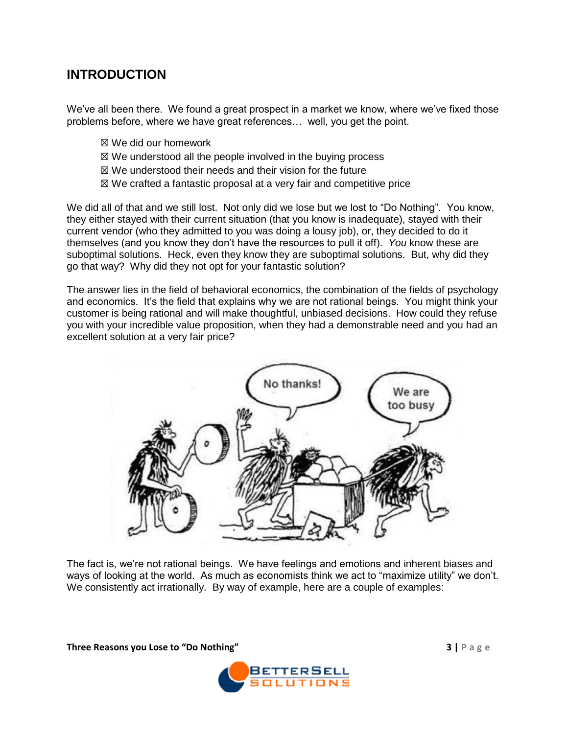## INTRODUCTION

We've all been there. We found a great prospect in a market we know, where we've fixed those problems before, where we have great references… well, you get the point.

- ☒ We did our homework
- ☒ We understood all the people involved in the buying process
- ☒ We understood their needs and their vision for the future
- ☒ We crafted a fantastic proposal at a very fair and competitive price

We did all of that and we still lost. Not only did we lose but we lost to "Do Nothing". You know, they either stayed with their current situation (that you know is inadequate), stayed with their current vendor (who they admitted to you was doing a lousy job), or, they decided to do it themselves (and you know they don't have the resources to pull it off). *You* know these are suboptimal solutions. Heck, even they know they are suboptimal solutions. But, why did they go that way? Why did they not opt for your fantastic solution?

The answer lies in the field of behavioral economics, the combination of the fields of psychology and economics. It's the field that explains why we are not rational beings. You might think your customer is being rational and will make thoughtful, unbiased decisions. How could they refuse you with your incredible value proposition, when they had a demonstrable need and you had an excellent solution at a very fair price?

The fact is, we're not rational beings. We have feelings and emotions and inherent biases and ways of looking at the world. As much as economists think we act to "maximize utility" we don't. We consistently act irrationally. By way of example, here are a couple of examples: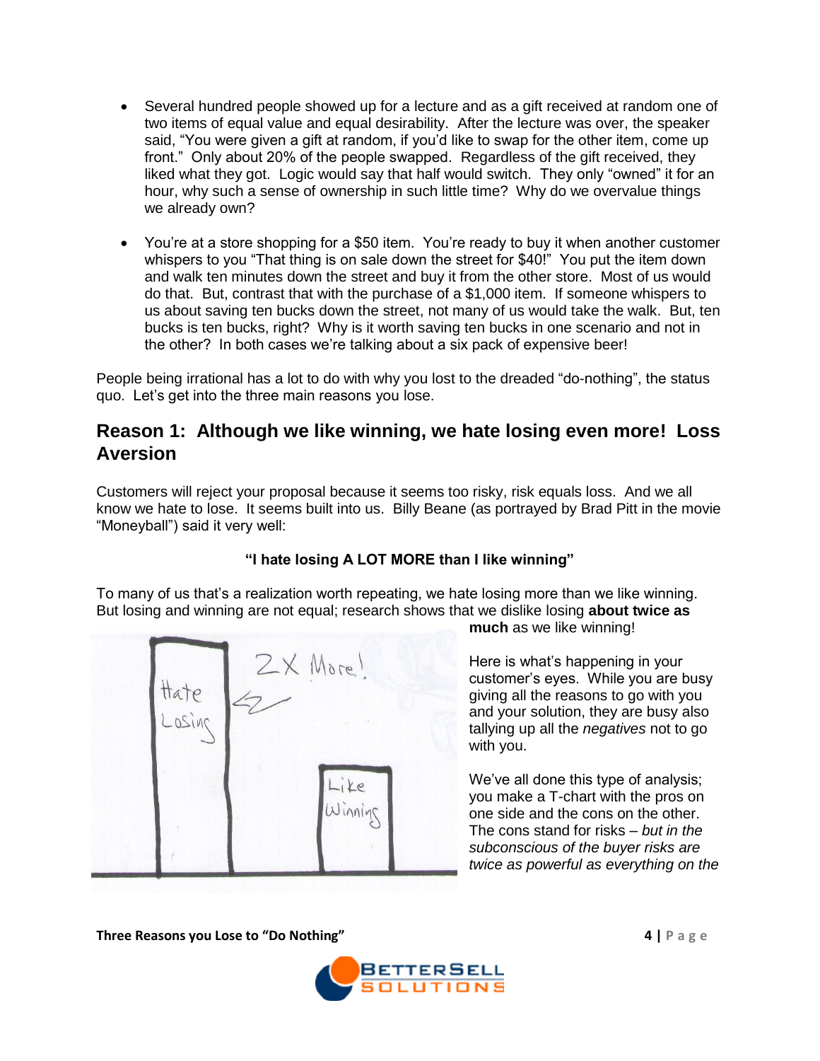- Several hundred people showed up for a lecture and as a gift received at random one of two items of equal value and equal desirability. After the lecture was over, the speaker said, "You were given a gift at random, if you'd like to swap for the other item, come up front." Only about 20% of the people swapped. Regardless of the gift received, they liked what they got. Logic would say that half would switch. They only "owned" it for an hour, why such a sense of ownership in such little time? Why do we overvalue things we already own?

- You're at a store shopping for a $50 item. You're ready to buy it when another customer whispers to you "That thing is on sale down the street for $40!" You put the item down and walk ten minutes down the street and buy it from the other store. Most of us would do that. But, contrast that with the purchase of a $1,000 item. If someone whispers to us about saving ten bucks down the street, not many of us would take the walk. But, ten bucks is ten bucks, right? Why is it worth saving ten bucks in one scenario and not in the other? In both cases we're talking about a six pack of expensive beer!

People being irrational has a lot to do with why you lost to the dreaded "do-nothing", the status quo. Let's get into the three main reasons you lose.

## Reason 1: Although we like winning, we hate losing even more! Loss Aversion

Customers will reject your proposal because it seems too risky, risk equals loss. And we all know we hate to lose. It seems built into us. Billy Beane (as portrayed by Brad Pitt in the movie "Moneyball") said it very well:

**"I hate losing A LOT MORE than I like winning"**

To many of us that's a realization worth repeating, we hate losing more than we like winning. But losing and winning are not equal; research shows that we dislike losing **about twice as much** as we like winning!

Hate Losing — 2X More! — Like Winning

Here is what's happening in your customer's eyes. While you are busy giving all the reasons to go with you and your solution, they are busy also tallying up all the *negatives* not to go with you.

We've all done this type of analysis; you make a T-chart with the pros on one side and the cons on the other. The cons stand for risks – *but in the subconscious of the buyer risks are twice as powerful as everything on the*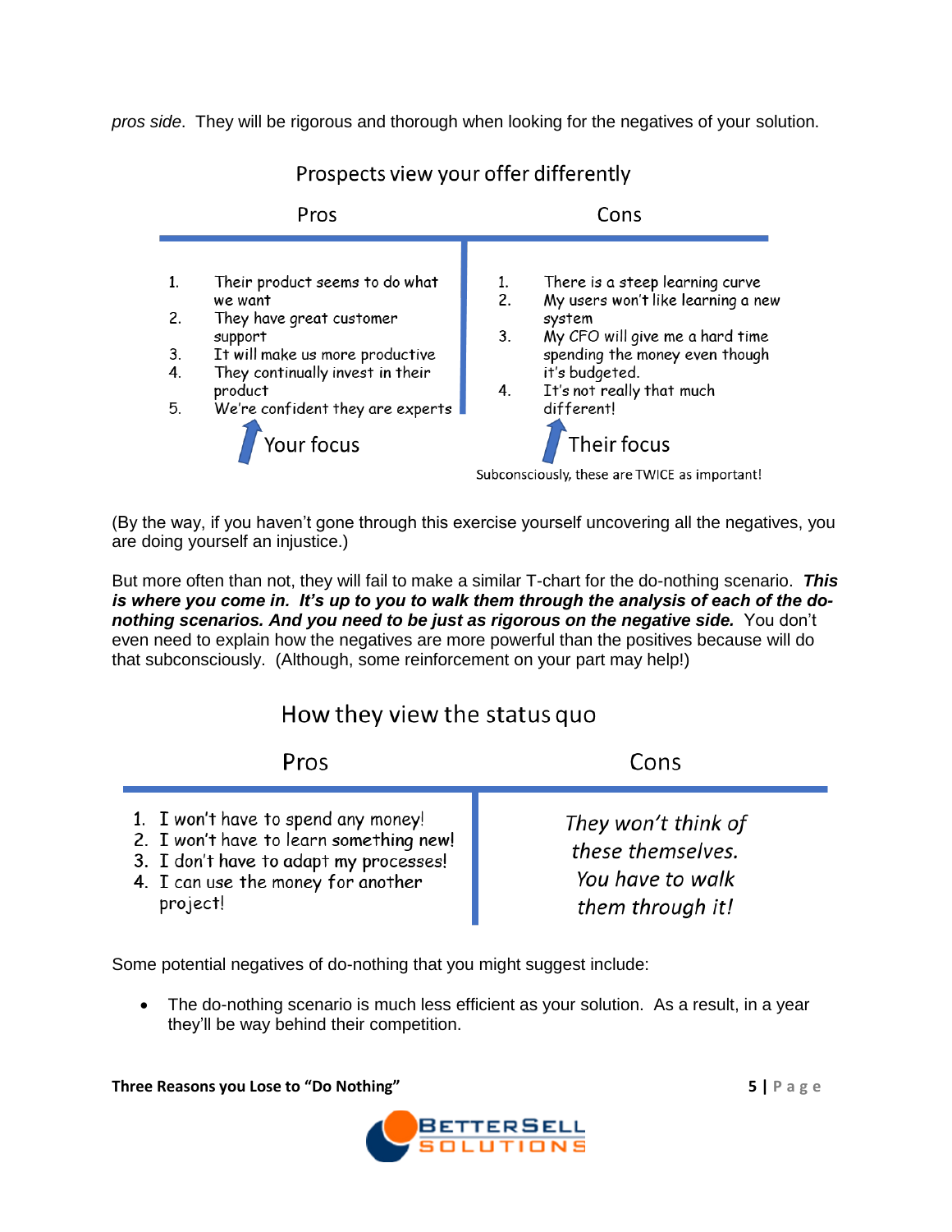*pros side*. They will be rigorous and thorough when looking for the negatives of your solution.

**Prospects view your offer differently**

| Pros | Cons |
|---|---|
| 1. Their product seems to do what we want<br>2. They have great customer support<br>3. It will make us more productive<br>4. They continually invest in their product<br>5. We're confident they are experts | 1. There is a steep learning curve<br>2. My users won't like learning a new system<br>3. My CFO will give me a hard time spending the money even though it's budgeted.<br>4. It's not really that much different! |
| Your focus | Their focus |

Subconsciously, these are TWICE as important!

(By the way, if you haven't gone through this exercise yourself uncovering all the negatives, you are doing yourself an injustice.)

But more often than not, they will fail to make a similar T-chart for the do-nothing scenario. ***This is where you come in. It's up to you to walk them through the analysis of each of the do-nothing scenarios. And you need to be just as rigorous on the negative side.*** You don't even need to explain how the negatives are more powerful than the positives because will do that subconsciously. (Although, some reinforcement on your part may help!)

**How they view the status quo**

| Pros | Cons |
|---|---|
| 1. I won't have to spend any money!<br>2. I won't have to learn something new!<br>3. I don't have to adapt my processes!<br>4. I can use the money for another project! | *They won't think of these themselves. You have to walk them through it!* |

Some potential negatives of do-nothing that you might suggest include:

- The do-nothing scenario is much less efficient as your solution. As a result, in a year they'll be way behind their competition.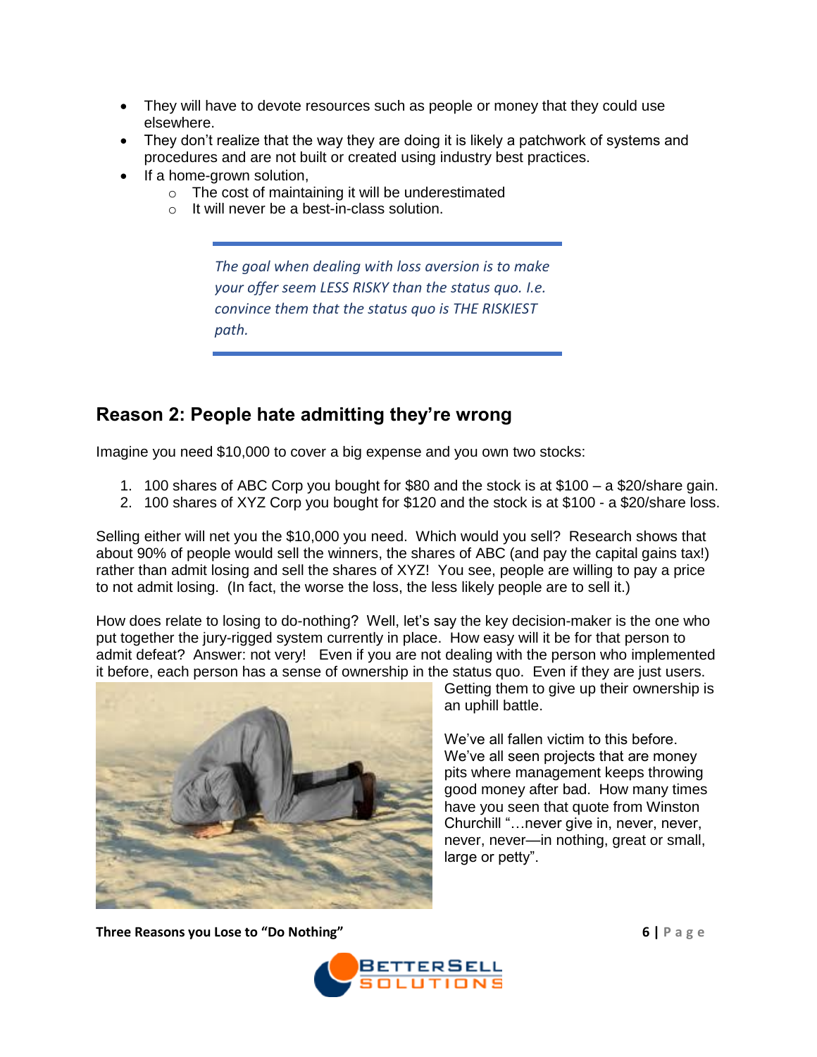- They will have to devote resources such as people or money that they could use elsewhere.
- They don't realize that the way they are doing it is likely a patchwork of systems and procedures and are not built or created using industry best practices.
- If a home-grown solution,
  - The cost of maintaining it will be underestimated
  - It will never be a best-in-class solution.

> *The goal when dealing with loss aversion is to make your offer seem LESS RISKY than the status quo. I.e. convince them that the status quo is THE RISKIEST path.*

## Reason 2: People hate admitting they're wrong

Imagine you need $10,000 to cover a big expense and you own two stocks:

1. 100 shares of ABC Corp you bought for $80 and the stock is at $100 – a $20/share gain.
2. 100 shares of XYZ Corp you bought for $120 and the stock is at $100 - a $20/share loss.

Selling either will net you the $10,000 you need. Which would you sell? Research shows that about 90% of people would sell the winners, the shares of ABC (and pay the capital gains tax!) rather than admit losing and sell the shares of XYZ! You see, people are willing to pay a price to not admit losing. (In fact, the worse the loss, the less likely people are to sell it.)

How does relate to losing to do-nothing? Well, let's say the key decision-maker is the one who put together the jury-rigged system currently in place. How easy will it be for that person to admit defeat? Answer: not very! Even if you are not dealing with the person who implemented it before, each person has a sense of ownership in the status quo. Even if they are just users. Getting them to give up their ownership is an uphill battle.

We've all fallen victim to this before. We've all seen projects that are money pits where management keeps throwing good money after bad. How many times have you seen that quote from Winston Churchill "…never give in, never, never, never, never—in nothing, great or small, large or petty".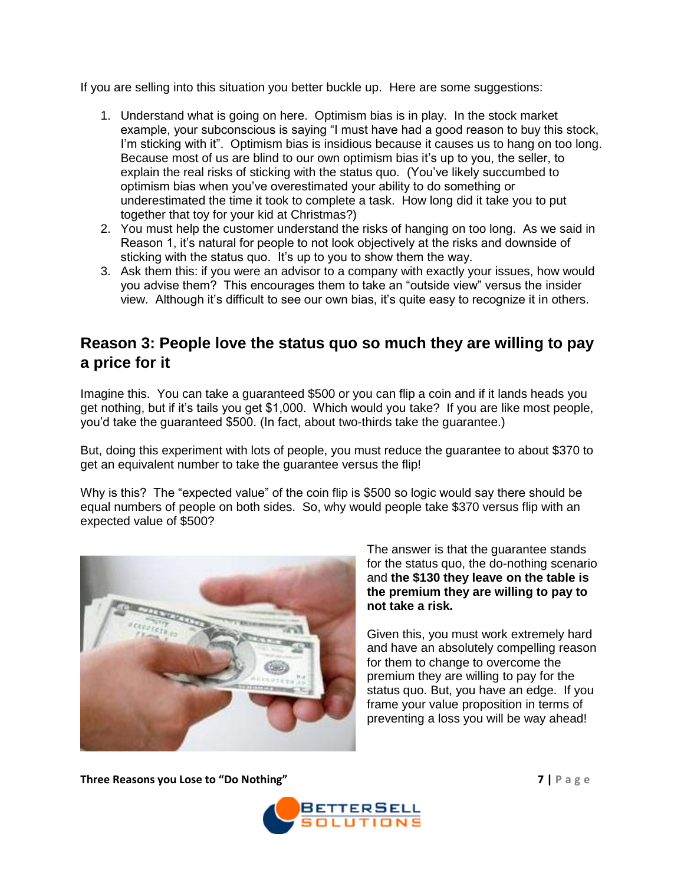If you are selling into this situation you better buckle up. Here are some suggestions:

1. Understand what is going on here. Optimism bias is in play. In the stock market example, your subconscious is saying "I must have had a good reason to buy this stock, I'm sticking with it". Optimism bias is insidious because it causes us to hang on too long. Because most of us are blind to our own optimism bias it's up to you, the seller, to explain the real risks of sticking with the status quo. (You've likely succumbed to optimism bias when you've overestimated your ability to do something or underestimated the time it took to complete a task. How long did it take you to put together that toy for your kid at Christmas?)
2. You must help the customer understand the risks of hanging on too long. As we said in Reason 1, it's natural for people to not look objectively at the risks and downside of sticking with the status quo. It's up to you to show them the way.
3. Ask them this: if you were an advisor to a company with exactly your issues, how would you advise them? This encourages them to take an "outside view" versus the insider view. Although it's difficult to see our own bias, it's quite easy to recognize it in others.

## Reason 3: People love the status quo so much they are willing to pay a price for it

Imagine this. You can take a guaranteed $500 or you can flip a coin and if it lands heads you get nothing, but if it's tails you get $1,000. Which would you take? If you are like most people, you'd take the guaranteed $500. (In fact, about two-thirds take the guarantee.)

But, doing this experiment with lots of people, you must reduce the guarantee to about $370 to get an equivalent number to take the guarantee versus the flip!

Why is this? The "expected value" of the coin flip is $500 so logic would say there should be equal numbers of people on both sides. So, why would people take $370 versus flip with an expected value of $500?

The answer is that the guarantee stands for the status quo, the do-nothing scenario and **the $130 they leave on the table is the premium they are willing to pay to not take a risk.**

Given this, you must work extremely hard and have an absolutely compelling reason for them to change to overcome the premium they are willing to pay for the status quo. But, you have an edge. If you frame your value proposition in terms of preventing a loss you will be way ahead!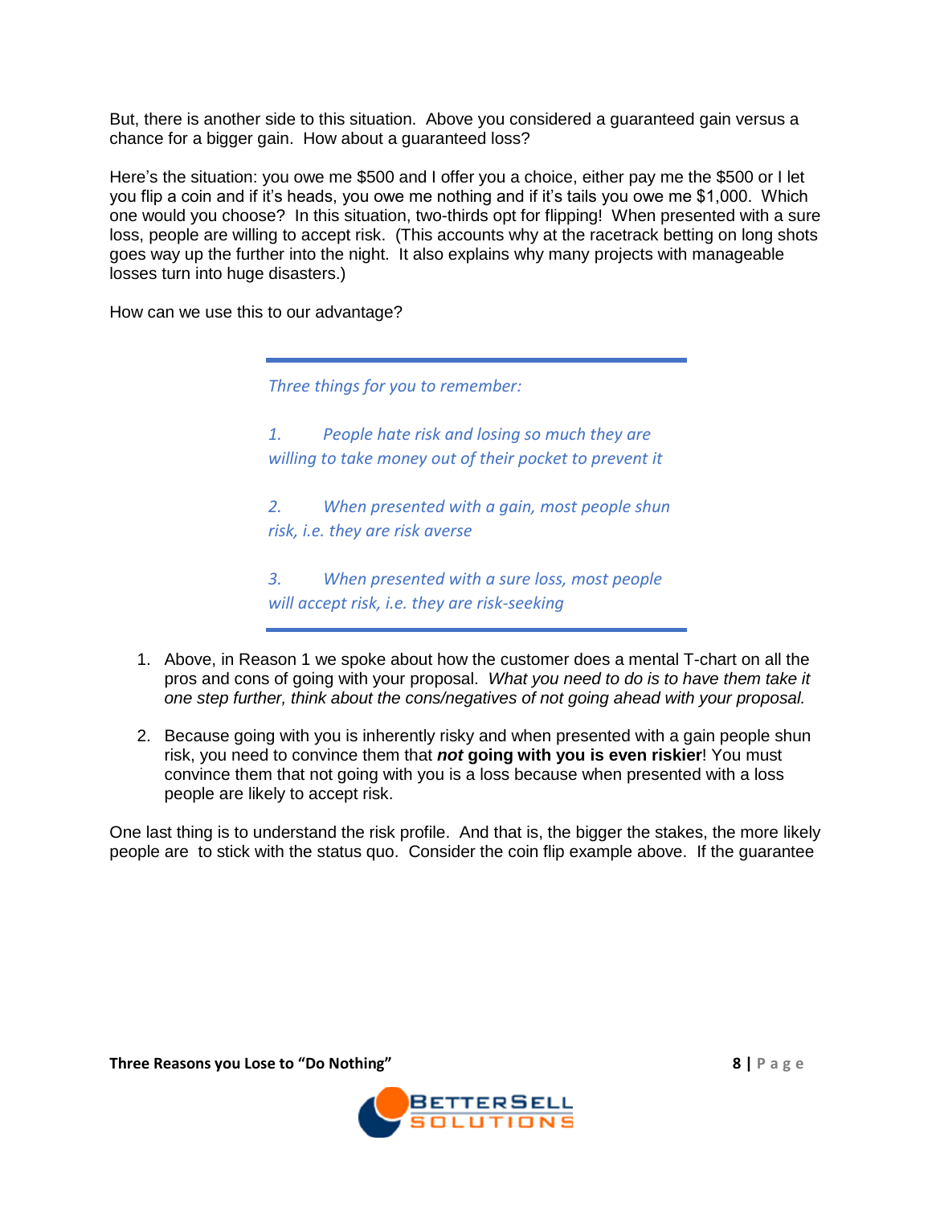But, there is another side to this situation. Above you considered a guaranteed gain versus a chance for a bigger gain. How about a guaranteed loss?

Here's the situation: you owe me $500 and I offer you a choice, either pay me the $500 or I let you flip a coin and if it's heads, you owe me nothing and if it's tails you owe me $1,000. Which one would you choose? In this situation, two-thirds opt for flipping! When presented with a sure loss, people are willing to accept risk. (This accounts why at the racetrack betting on long shots goes way up the further into the night. It also explains why many projects with manageable losses turn into huge disasters.)

How can we use this to our advantage?

> *Three things for you to remember:*
>
> *1. People hate risk and losing so much they are willing to take money out of their pocket to prevent it*
>
> *2. When presented with a gain, most people shun risk, i.e. they are risk averse*
>
> *3. When presented with a sure loss, most people will accept risk, i.e. they are risk-seeking*

1. Above, in Reason 1 we spoke about how the customer does a mental T-chart on all the pros and cons of going with your proposal. *What you need to do is to have them take it one step further, think about the cons/negatives of not going ahead with your proposal.*

2. Because going with you is inherently risky and when presented with a gain people shun risk, you need to convince them that ***not* going with you is even riskier**! You must convince them that not going with you is a loss because when presented with a loss people are likely to accept risk.

One last thing is to understand the risk profile. And that is, the bigger the stakes, the more likely people are to stick with the status quo. Consider the coin flip example above. If the guarantee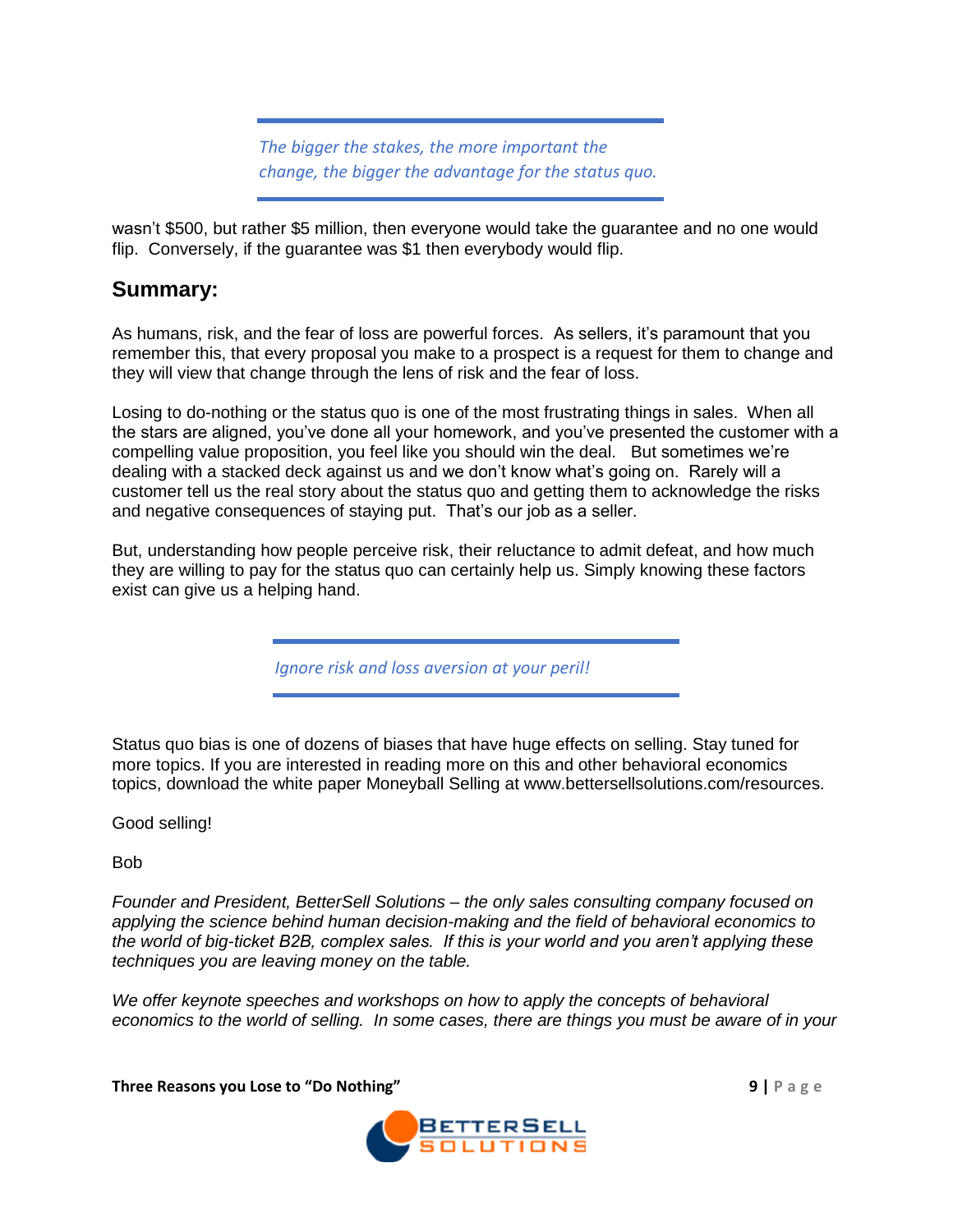*The bigger the stakes, the more important the change, the bigger the advantage for the status quo.*

wasn't $500, but rather $5 million, then everyone would take the guarantee and no one would flip. Conversely, if the guarantee was $1 then everybody would flip.

## Summary:

As humans, risk, and the fear of loss are powerful forces. As sellers, it's paramount that you remember this, that every proposal you make to a prospect is a request for them to change and they will view that change through the lens of risk and the fear of loss.

Losing to do-nothing or the status quo is one of the most frustrating things in sales. When all the stars are aligned, you've done all your homework, and you've presented the customer with a compelling value proposition, you feel like you should win the deal. But sometimes we're dealing with a stacked deck against us and we don't know what's going on. Rarely will a customer tell us the real story about the status quo and getting them to acknowledge the risks and negative consequences of staying put. That's our job as a seller.

But, understanding how people perceive risk, their reluctance to admit defeat, and how much they are willing to pay for the status quo can certainly help us. Simply knowing these factors exist can give us a helping hand.

*Ignore risk and loss aversion at your peril!*

Status quo bias is one of dozens of biases that have huge effects on selling. Stay tuned for more topics. If you are interested in reading more on this and other behavioral economics topics, download the white paper Moneyball Selling at www.bettersellsolutions.com/resources.

Good selling!

Bob

*Founder and President, BetterSell Solutions – the only sales consulting company focused on applying the science behind human decision-making and the field of behavioral economics to the world of big-ticket B2B, complex sales. If this is your world and you aren't applying these techniques you are leaving money on the table.*

*We offer keynote speeches and workshops on how to apply the concepts of behavioral economics to the world of selling. In some cases, there are things you must be aware of in your*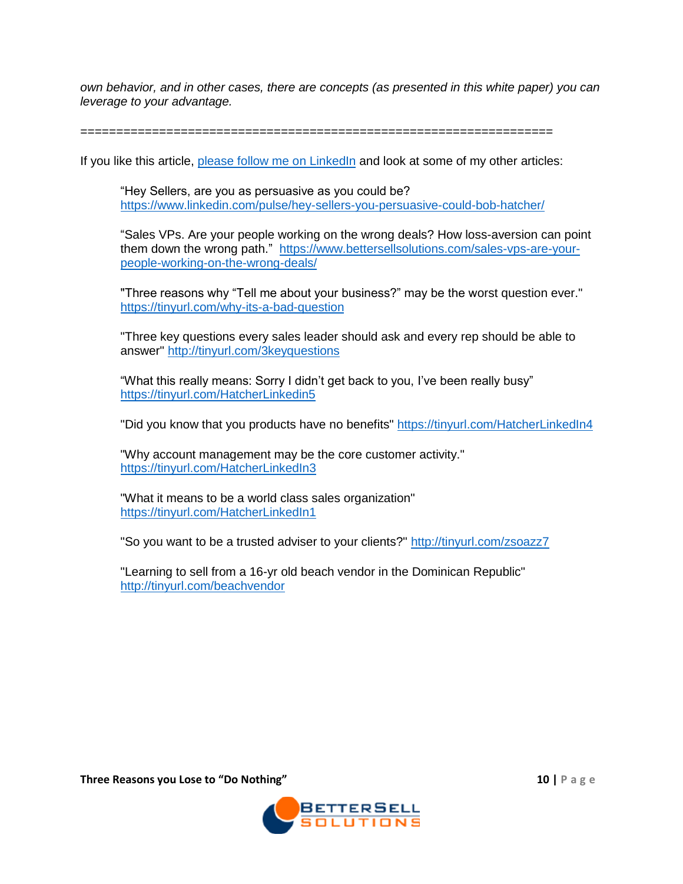*own behavior, and in other cases, there are concepts (as presented in this white paper) you can leverage to your advantage.*

==================================================================

If you like this article, please follow me on LinkedIn and look at some of my other articles:

> "Hey Sellers, are you as persuasive as you could be? https://www.linkedin.com/pulse/hey-sellers-you-persuasive-could-bob-hatcher/
>
> "Sales VPs. Are your people working on the wrong deals? How loss-aversion can point them down the wrong path." https://www.bettersellsolutions.com/sales-vps-are-your-people-working-on-the-wrong-deals/
>
> "Three reasons why "Tell me about your business?" may be the worst question ever." https://tinyurl.com/why-its-a-bad-question
>
> "Three key questions every sales leader should ask and every rep should be able to answer" http://tinyurl.com/3keyquestions
>
> "What this really means: Sorry I didn't get back to you, I've been really busy" https://tinyurl.com/HatcherLinkedin5
>
> "Did you know that you products have no benefits" https://tinyurl.com/HatcherLinkedIn4
>
> "Why account management may be the core customer activity." https://tinyurl.com/HatcherLinkedIn3
>
> "What it means to be a world class sales organization" https://tinyurl.com/HatcherLinkedIn1
>
> "So you want to be a trusted adviser to your clients?" http://tinyurl.com/zsoazz7
>
> "Learning to sell from a 16-yr old beach vendor in the Dominican Republic" http://tinyurl.com/beachvendor